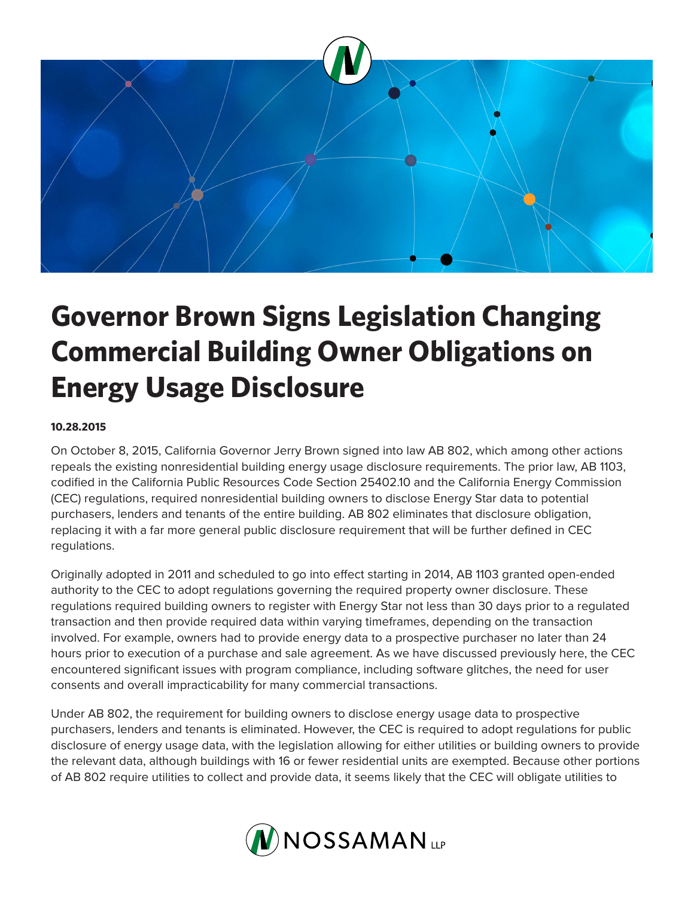# Governor Brown Signs Legislation Changing Commercial Building Owner Obligations on Energy Usage Disclosure

**10.28.2015**

On October 8, 2015, California Governor Jerry Brown signed into law AB 802, which among other actions repeals the existing nonresidential building energy usage disclosure requirements. The prior law, AB 1103, codified in the California Public Resources Code Section 25402.10 and the California Energy Commission (CEC) regulations, required nonresidential building owners to disclose Energy Star data to potential purchasers, lenders and tenants of the entire building. AB 802 eliminates that disclosure obligation, replacing it with a far more general public disclosure requirement that will be further defined in CEC regulations.

Originally adopted in 2011 and scheduled to go into effect starting in 2014, AB 1103 granted open-ended authority to the CEC to adopt regulations governing the required property owner disclosure. These regulations required building owners to register with Energy Star not less than 30 days prior to a regulated transaction and then provide required data within varying timeframes, depending on the transaction involved. For example, owners had to provide energy data to a prospective purchaser no later than 24 hours prior to execution of a purchase and sale agreement. As we have discussed previously here, the CEC encountered significant issues with program compliance, including software glitches, the need for user consents and overall impracticability for many commercial transactions.

Under AB 802, the requirement for building owners to disclose energy usage data to prospective purchasers, lenders and tenants is eliminated. However, the CEC is required to adopt regulations for public disclosure of energy usage data, with the legislation allowing for either utilities or building owners to provide the relevant data, although buildings with 16 or fewer residential units are exempted. Because other portions of AB 802 require utilities to collect and provide data, it seems likely that the CEC will obligate utilities to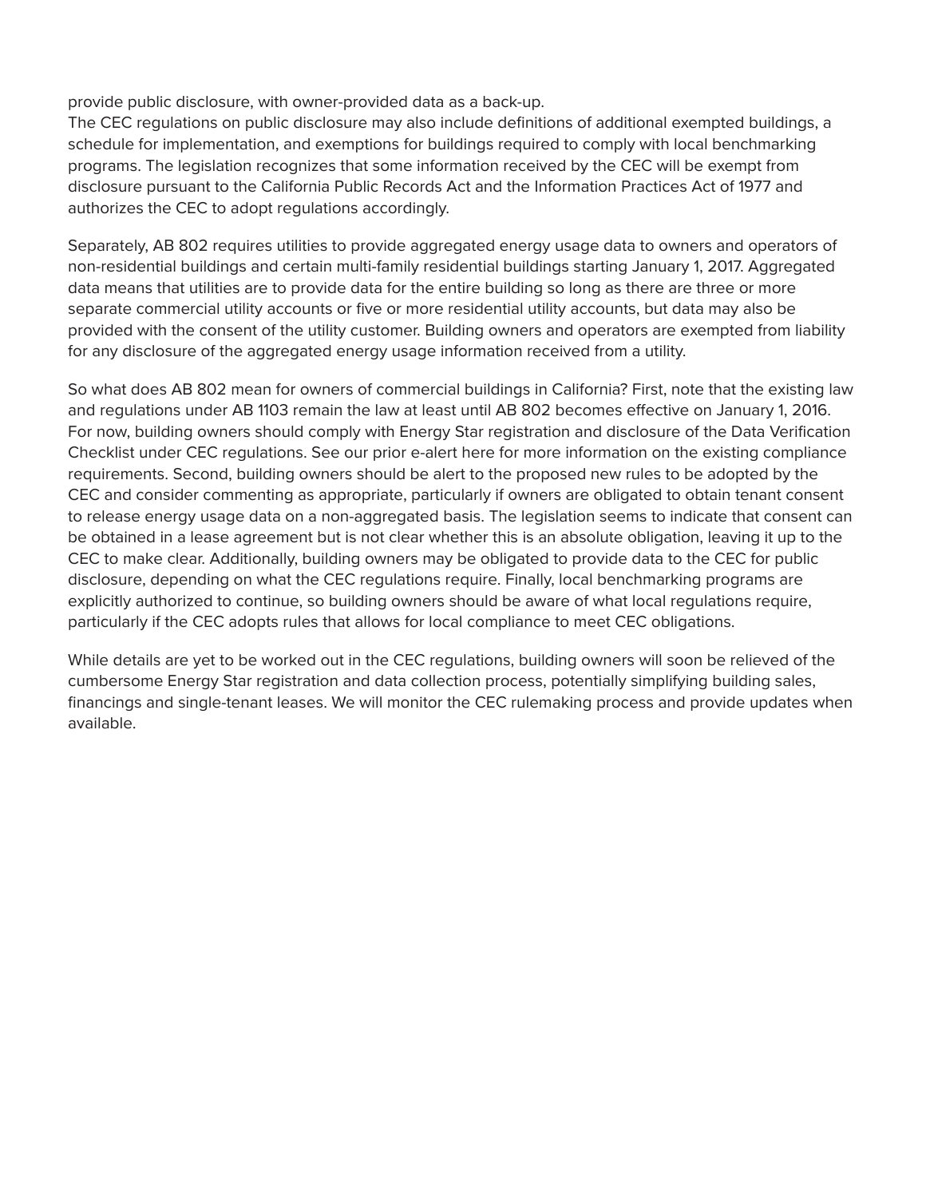provide public disclosure, with owner-provided data as a back-up.
The CEC regulations on public disclosure may also include definitions of additional exempted buildings, a schedule for implementation, and exemptions for buildings required to comply with local benchmarking programs. The legislation recognizes that some information received by the CEC will be exempt from disclosure pursuant to the California Public Records Act and the Information Practices Act of 1977 and authorizes the CEC to adopt regulations accordingly.

Separately, AB 802 requires utilities to provide aggregated energy usage data to owners and operators of non-residential buildings and certain multi-family residential buildings starting January 1, 2017. Aggregated data means that utilities are to provide data for the entire building so long as there are three or more separate commercial utility accounts or five or more residential utility accounts, but data may also be provided with the consent of the utility customer. Building owners and operators are exempted from liability for any disclosure of the aggregated energy usage information received from a utility.

So what does AB 802 mean for owners of commercial buildings in California? First, note that the existing law and regulations under AB 1103 remain the law at least until AB 802 becomes effective on January 1, 2016. For now, building owners should comply with Energy Star registration and disclosure of the Data Verification Checklist under CEC regulations. See our prior e-alert here for more information on the existing compliance requirements. Second, building owners should be alert to the proposed new rules to be adopted by the CEC and consider commenting as appropriate, particularly if owners are obligated to obtain tenant consent to release energy usage data on a non-aggregated basis. The legislation seems to indicate that consent can be obtained in a lease agreement but is not clear whether this is an absolute obligation, leaving it up to the CEC to make clear. Additionally, building owners may be obligated to provide data to the CEC for public disclosure, depending on what the CEC regulations require. Finally, local benchmarking programs are explicitly authorized to continue, so building owners should be aware of what local regulations require, particularly if the CEC adopts rules that allows for local compliance to meet CEC obligations.

While details are yet to be worked out in the CEC regulations, building owners will soon be relieved of the cumbersome Energy Star registration and data collection process, potentially simplifying building sales, financings and single-tenant leases. We will monitor the CEC rulemaking process and provide updates when available.